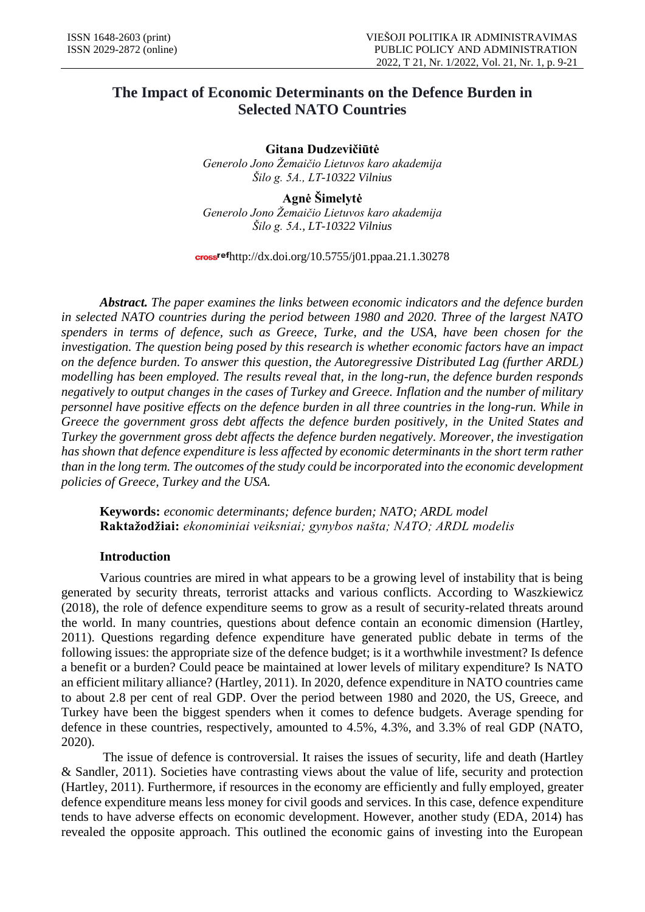# The Impact of Economic Determinants on the Defence Burden in Selected NATO Countries

**Gitana Dudzevičiūtė**
*Generolo Jono Žemaičio Lietuvos karo akademija*
*Šilo g. 5A., LT-10322 Vilnius*

**Agnė Šimelytė**
*Generolo Jono Žemaičio Lietuvos karo akademija*
*Šilo g. 5A., LT-10322 Vilnius*

http://dx.doi.org/10.5755/j01.ppaa.21.1.30278

***Abstract.*** *The paper examines the links between economic indicators and the defence burden in selected NATO countries during the period between 1980 and 2020. Three of the largest NATO spenders in terms of defence, such as Greece, Turke, and the USA, have been chosen for the investigation. The question being posed by this research is whether economic factors have an impact on the defence burden. To answer this question, the Autoregressive Distributed Lag (further ARDL) modelling has been employed. The results reveal that, in the long-run, the defence burden responds negatively to output changes in the cases of Turkey and Greece. Inflation and the number of military personnel have positive effects on the defence burden in all three countries in the long-run. While in Greece the government gross debt affects the defence burden positively, in the United States and Turkey the government gross debt affects the defence burden negatively. Moreover, the investigation has shown that defence expenditure is less affected by economic determinants in the short term rather than in the long term. The outcomes of the study could be incorporated into the economic development policies of Greece, Turkey and the USA.*

**Keywords:** *economic determinants; defence burden; NATO; ARDL model*
**Raktažodžiai:** *ekonominiai veiksniai; gynybos našta; NATO; ARDL modelis*

## Introduction

Various countries are mired in what appears to be a growing level of instability that is being generated by security threats, terrorist attacks and various conflicts. According to Waszkiewicz (2018), the role of defence expenditure seems to grow as a result of security-related threats around the world. In many countries, questions about defence contain an economic dimension (Hartley, 2011). Questions regarding defence expenditure have generated public debate in terms of the following issues: the appropriate size of the defence budget; is it a worthwhile investment? Is defence a benefit or a burden? Could peace be maintained at lower levels of military expenditure? Is NATO an efficient military alliance? (Hartley, 2011). In 2020, defence expenditure in NATO countries came to about 2.8 per cent of real GDP. Over the period between 1980 and 2020, the US, Greece, and Turkey have been the biggest spenders when it comes to defence budgets. Average spending for defence in these countries, respectively, amounted to 4.5%, 4.3%, and 3.3% of real GDP (NATO, 2020).

The issue of defence is controversial. It raises the issues of security, life and death (Hartley & Sandler, 2011). Societies have contrasting views about the value of life, security and protection (Hartley, 2011). Furthermore, if resources in the economy are efficiently and fully employed, greater defence expenditure means less money for civil goods and services. In this case, defence expenditure tends to have adverse effects on economic development. However, another study (EDA, 2014) has revealed the opposite approach. This outlined the economic gains of investing into the European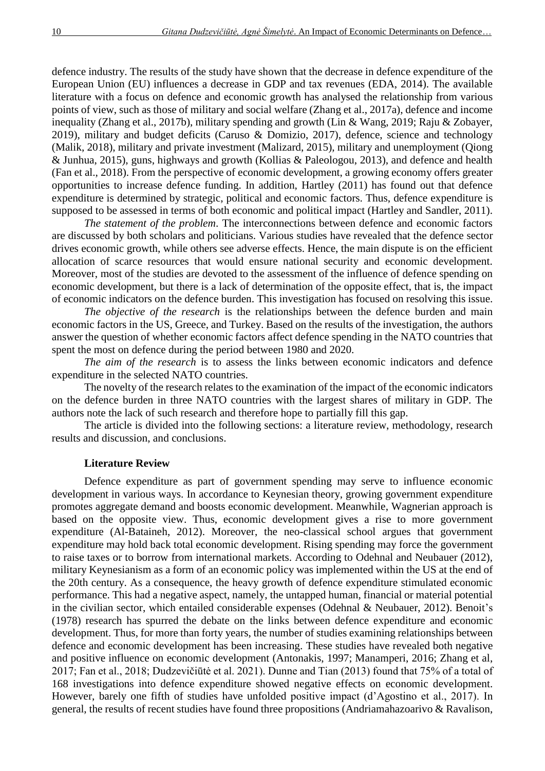defence industry. The results of the study have shown that the decrease in defence expenditure of the European Union (EU) influences a decrease in GDP and tax revenues (EDA, 2014). The available literature with a focus on defence and economic growth has analysed the relationship from various points of view, such as those of military and social welfare (Zhang et al., 2017a), defence and income inequality (Zhang et al., 2017b), military spending and growth (Lin & Wang, 2019; Raju & Zobayer, 2019), military and budget deficits (Caruso & Domizio, 2017), defence, science and technology (Malik, 2018), military and private investment (Malizard, 2015), military and unemployment (Qiong & Junhua, 2015), guns, highways and growth (Kollias & Paleologou, 2013), and defence and health (Fan et al., 2018). From the perspective of economic development, a growing economy offers greater opportunities to increase defence funding. In addition, Hartley (2011) has found out that defence expenditure is determined by strategic, political and economic factors. Thus, defence expenditure is supposed to be assessed in terms of both economic and political impact (Hartley and Sandler, 2011).

*The statement of the problem*. The interconnections between defence and economic factors are discussed by both scholars and politicians. Various studies have revealed that the defence sector drives economic growth, while others see adverse effects. Hence, the main dispute is on the efficient allocation of scarce resources that would ensure national security and economic development. Moreover, most of the studies are devoted to the assessment of the influence of defence spending on economic development, but there is a lack of determination of the opposite effect, that is, the impact of economic indicators on the defence burden. This investigation has focused on resolving this issue.

*The objective of the research* is the relationships between the defence burden and main economic factors in the US, Greece, and Turkey. Based on the results of the investigation, the authors answer the question of whether economic factors affect defence spending in the NATO countries that spent the most on defence during the period between 1980 and 2020.

*The aim of the research* is to assess the links between economic indicators and defence expenditure in the selected NATO countries.

The novelty of the research relates to the examination of the impact of the economic indicators on the defence burden in three NATO countries with the largest shares of military in GDP. The authors note the lack of such research and therefore hope to partially fill this gap.

The article is divided into the following sections: a literature review, methodology, research results and discussion, and conclusions.

## Literature Review

Defence expenditure as part of government spending may serve to influence economic development in various ways. In accordance to Keynesian theory, growing government expenditure promotes aggregate demand and boosts economic development. Meanwhile, Wagnerian approach is based on the opposite view. Thus, economic development gives a rise to more government expenditure (Al-Bataineh, 2012). Moreover, the neo-classical school argues that government expenditure may hold back total economic development. Rising spending may force the government to raise taxes or to borrow from international markets. According to Odehnal and Neubauer (2012), military Keynesianism as a form of an economic policy was implemented within the US at the end of the 20th century. As a consequence, the heavy growth of defence expenditure stimulated economic performance. This had a negative aspect, namely, the untapped human, financial or material potential in the civilian sector, which entailed considerable expenses (Odehnal & Neubauer, 2012). Benoit's (1978) research has spurred the debate on the links between defence expenditure and economic development. Thus, for more than forty years, the number of studies examining relationships between defence and economic development has been increasing. These studies have revealed both negative and positive influence on economic development (Antonakis, 1997; Manamperi, 2016; Zhang et al, 2017; Fan et al., 2018; Dudzevičiūtė et al. 2021). Dunne and Tian (2013) found that 75% of a total of 168 investigations into defence expenditure showed negative effects on economic development. However, barely one fifth of studies have unfolded positive impact (d'Agostino et al., 2017). In general, the results of recent studies have found three propositions (Andriamahazoarivo & Ravalison,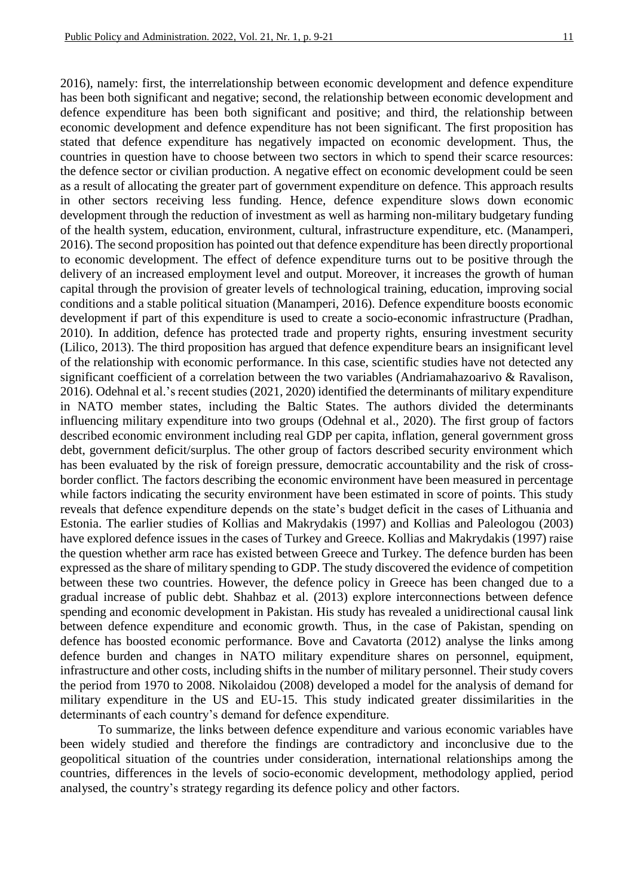2016), namely: first, the interrelationship between economic development and defence expenditure has been both significant and negative; second, the relationship between economic development and defence expenditure has been both significant and positive; and third, the relationship between economic development and defence expenditure has not been significant. The first proposition has stated that defence expenditure has negatively impacted on economic development. Thus, the countries in question have to choose between two sectors in which to spend their scarce resources: the defence sector or civilian production. A negative effect on economic development could be seen as a result of allocating the greater part of government expenditure on defence. This approach results in other sectors receiving less funding. Hence, defence expenditure slows down economic development through the reduction of investment as well as harming non-military budgetary funding of the health system, education, environment, cultural, infrastructure expenditure, etc. (Manamperi, 2016). The second proposition has pointed out that defence expenditure has been directly proportional to economic development. The effect of defence expenditure turns out to be positive through the delivery of an increased employment level and output. Moreover, it increases the growth of human capital through the provision of greater levels of technological training, education, improving social conditions and a stable political situation (Manamperi, 2016). Defence expenditure boosts economic development if part of this expenditure is used to create a socio-economic infrastructure (Pradhan, 2010). In addition, defence has protected trade and property rights, ensuring investment security (Lilico, 2013). The third proposition has argued that defence expenditure bears an insignificant level of the relationship with economic performance. In this case, scientific studies have not detected any significant coefficient of a correlation between the two variables (Andriamahazoarivo & Ravalison, 2016). Odehnal et al.'s recent studies (2021, 2020) identified the determinants of military expenditure in NATO member states, including the Baltic States. The authors divided the determinants influencing military expenditure into two groups (Odehnal et al., 2020). The first group of factors described economic environment including real GDP per capita, inflation, general government gross debt, government deficit/surplus. The other group of factors described security environment which has been evaluated by the risk of foreign pressure, democratic accountability and the risk of cross-border conflict. The factors describing the economic environment have been measured in percentage while factors indicating the security environment have been estimated in score of points. This study reveals that defence expenditure depends on the state's budget deficit in the cases of Lithuania and Estonia. The earlier studies of Kollias and Makrydakis (1997) and Kollias and Paleologou (2003) have explored defence issues in the cases of Turkey and Greece. Kollias and Makrydakis (1997) raise the question whether arm race has existed between Greece and Turkey. The defence burden has been expressed as the share of military spending to GDP. The study discovered the evidence of competition between these two countries. However, the defence policy in Greece has been changed due to a gradual increase of public debt. Shahbaz et al. (2013) explore interconnections between defence spending and economic development in Pakistan. His study has revealed a unidirectional causal link between defence expenditure and economic growth. Thus, in the case of Pakistan, spending on defence has boosted economic performance. Bove and Cavatorta (2012) analyse the links among defence burden and changes in NATO military expenditure shares on personnel, equipment, infrastructure and other costs, including shifts in the number of military personnel. Their study covers the period from 1970 to 2008. Nikolaidou (2008) developed a model for the analysis of demand for military expenditure in the US and EU-15. This study indicated greater dissimilarities in the determinants of each country's demand for defence expenditure.

To summarize, the links between defence expenditure and various economic variables have been widely studied and therefore the findings are contradictory and inconclusive due to the geopolitical situation of the countries under consideration, international relationships among the countries, differences in the levels of socio-economic development, methodology applied, period analysed, the country's strategy regarding its defence policy and other factors.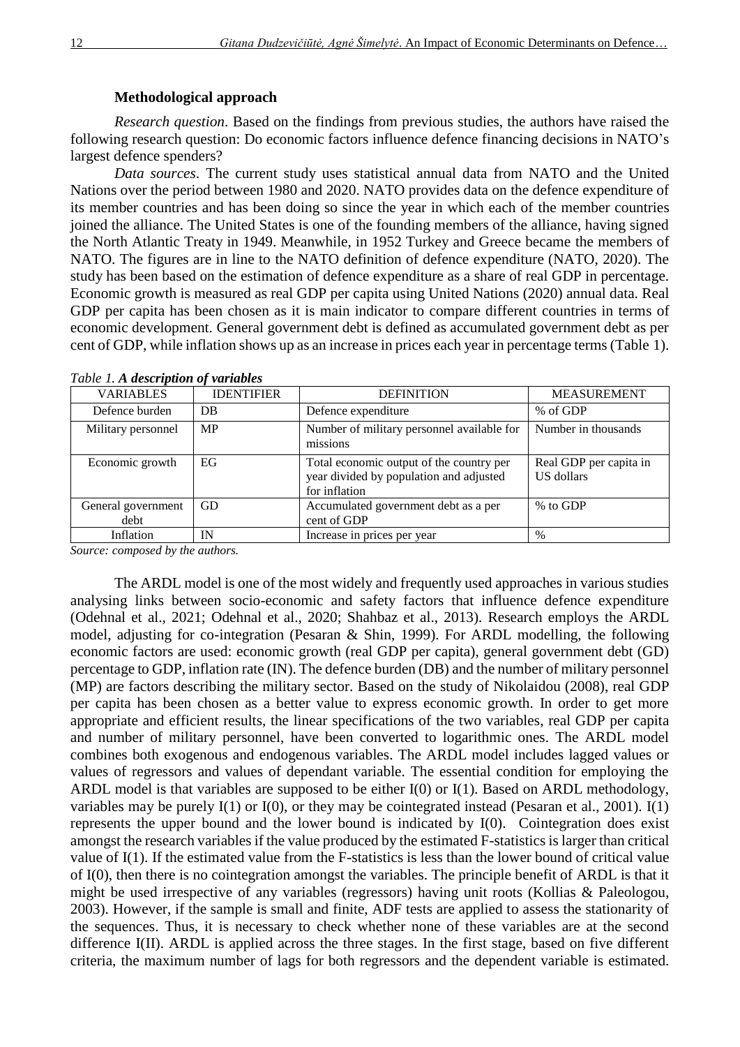### Methodological approach

*Research question*. Based on the findings from previous studies, the authors have raised the following research question: Do economic factors influence defence financing decisions in NATO's largest defence spenders?

*Data sources*. The current study uses statistical annual data from NATO and the United Nations over the period between 1980 and 2020. NATO provides data on the defence expenditure of its member countries and has been doing so since the year in which each of the member countries joined the alliance. The United States is one of the founding members of the alliance, having signed the North Atlantic Treaty in 1949. Meanwhile, in 1952 Turkey and Greece became the members of NATO. The figures are in line to the NATO definition of defence expenditure (NATO, 2020). The study has been based on the estimation of defence expenditure as a share of real GDP in percentage. Economic growth is measured as real GDP per capita using United Nations (2020) annual data. Real GDP per capita has been chosen as it is main indicator to compare different countries in terms of economic development. General government debt is defined as accumulated government debt as per cent of GDP, while inflation shows up as an increase in prices each year in percentage terms (Table 1).

*Table 1.* ***A description of variables***

| VARIABLES | IDENTIFIER | DEFINITION | MEASUREMENT |
|---|---|---|---|
| Defence burden | DB | Defence expenditure | % of GDP |
| Military personnel | MP | Number of military personnel available for missions | Number in thousands |
| Economic growth | EG | Total economic output of the country per year divided by population and adjusted for inflation | Real GDP per capita in US dollars |
| General government debt | GD | Accumulated government debt as a per cent of GDP | % to GDP |
| Inflation | IN | Increase in prices per year | % |

*Source: composed by the authors.*

The ARDL model is one of the most widely and frequently used approaches in various studies analysing links between socio-economic and safety factors that influence defence expenditure (Odehnal et al., 2021; Odehnal et al., 2020; Shahbaz et al., 2013). Research employs the ARDL model, adjusting for co-integration (Pesaran & Shin, 1999). For ARDL modelling, the following economic factors are used: economic growth (real GDP per capita), general government debt (GD) percentage to GDP, inflation rate (IN). The defence burden (DB) and the number of military personnel (MP) are factors describing the military sector. Based on the study of Nikolaidou (2008), real GDP per capita has been chosen as a better value to express economic growth. In order to get more appropriate and efficient results, the linear specifications of the two variables, real GDP per capita and number of military personnel, have been converted to logarithmic ones. The ARDL model combines both exogenous and endogenous variables. The ARDL model includes lagged values or values of regressors and values of dependant variable. The essential condition for employing the ARDL model is that variables are supposed to be either I(0) or I(1). Based on ARDL methodology, variables may be purely I(1) or I(0), or they may be cointegrated instead (Pesaran et al., 2001). I(1) represents the upper bound and the lower bound is indicated by I(0). Cointegration does exist amongst the research variables if the value produced by the estimated F-statistics is larger than critical value of I(1). If the estimated value from the F-statistics is less than the lower bound of critical value of I(0), then there is no cointegration amongst the variables. The principle benefit of ARDL is that it might be used irrespective of any variables (regressors) having unit roots (Kollias & Paleologou, 2003). However, if the sample is small and finite, ADF tests are applied to assess the stationarity of the sequences. Thus, it is necessary to check whether none of these variables are at the second difference I(II). ARDL is applied across the three stages. In the first stage, based on five different criteria, the maximum number of lags for both regressors and the dependent variable is estimated.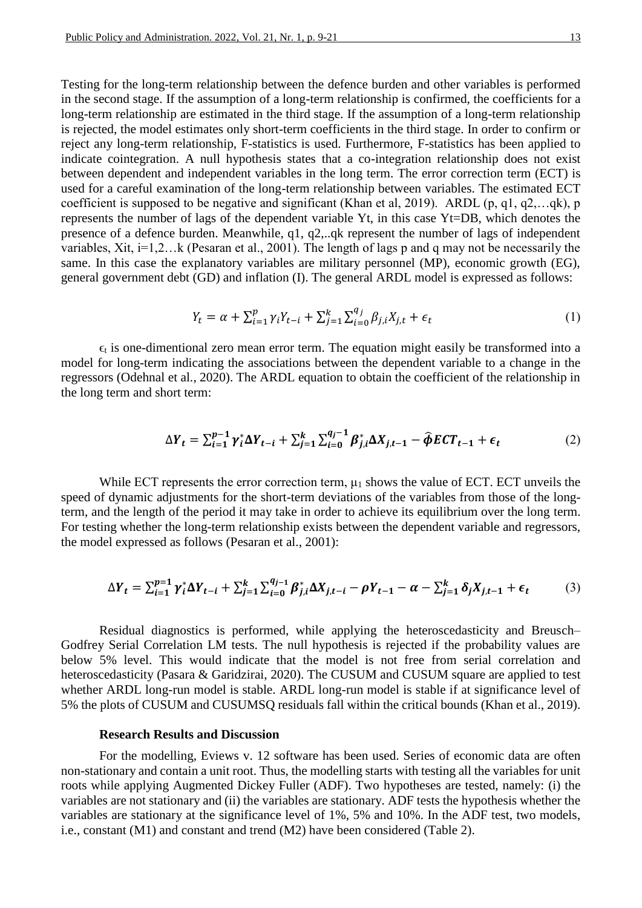Testing for the long-term relationship between the defence burden and other variables is performed in the second stage. If the assumption of a long-term relationship is confirmed, the coefficients for a long-term relationship are estimated in the third stage. If the assumption of a long-term relationship is rejected, the model estimates only short-term coefficients in the third stage. In order to confirm or reject any long-term relationship, F-statistics is used. Furthermore, F-statistics has been applied to indicate cointegration. A null hypothesis states that a co-integration relationship does not exist between dependent and independent variables in the long term. The error correction term (ECT) is used for a careful examination of the long-term relationship between variables. The estimated ECT coefficient is supposed to be negative and significant (Khan et al, 2019). ARDL (p, q1, q2,…qk), p represents the number of lags of the dependent variable Yt, in this case Yt=DB, which denotes the presence of a defence burden. Meanwhile, q1, q2,..qk represent the number of lags of independent variables, Xit, i=1,2…k (Pesaran et al., 2001). The length of lags p and q may not be necessarily the same. In this case the explanatory variables are military personnel (MP), economic growth (EG), general government debt (GD) and inflation (I). The general ARDL model is expressed as follows:

$$Y_t = \alpha + \sum_{i=1}^{p} \gamma_i Y_{t-i} + \sum_{j=1}^{k} \sum_{i=0}^{q_j} \beta_{j,i} X_{j,t} + \epsilon_t \tag{1}$$

$\epsilon_t$ is one-dimentional zero mean error term. The equation might easily be transformed into a model for long-term indicating the associations between the dependent variable to a change in the regressors (Odehnal et al., 2020). The ARDL equation to obtain the coefficient of the relationship in the long term and short term:

$$\Delta Y_t = \sum_{i=1}^{p-1} \gamma_i^{*} \Delta Y_{t-i} + \sum_{j=1}^{k} \sum_{i=0}^{q_j-1} \beta_{j,i}^{*} \Delta X_{j,t-1} - \widehat{\phi} ECT_{t-1} + \epsilon_t \tag{2}$$

While ECT represents the error correction term, $\mu_1$ shows the value of ECT. ECT unveils the speed of dynamic adjustments for the short-term deviations of the variables from those of the long-term, and the length of the period it may take in order to achieve its equilibrium over the long term. For testing whether the long-term relationship exists between the dependent variable and regressors, the model expressed as follows (Pesaran et al., 2001):

$$\Delta Y_t = \sum_{i=1}^{p=1} \gamma_i^{*} \Delta Y_{t-i} + \sum_{j=1}^{k} \sum_{i=0}^{q_j-1} \beta_{j,i}^{*} \Delta X_{j,t-i} - \rho Y_{t-1} - \alpha - \sum_{j=1}^{k} \delta_j X_{j,t-1} + \epsilon_t \tag{3}$$

Residual diagnostics is performed, while applying the heteroscedasticity and Breusch–Godfrey Serial Correlation LM tests. The null hypothesis is rejected if the probability values are below 5% level. This would indicate that the model is not free from serial correlation and heteroscedasticity (Pasara & Garidzirai, 2020). The CUSUM and CUSUM square are applied to test whether ARDL long-run model is stable. ARDL long-run model is stable if at significance level of 5% the plots of CUSUM and CUSUMSQ residuals fall within the critical bounds (Khan et al., 2019).

### Research Results and Discussion

For the modelling, Eviews v. 12 software has been used. Series of economic data are often non-stationary and contain a unit root. Thus, the modelling starts with testing all the variables for unit roots while applying Augmented Dickey Fuller (ADF). Two hypotheses are tested, namely: (i) the variables are not stationary and (ii) the variables are stationary. ADF tests the hypothesis whether the variables are stationary at the significance level of 1%, 5% and 10%. In the ADF test, two models, i.e., constant (M1) and constant and trend (M2) have been considered (Table 2).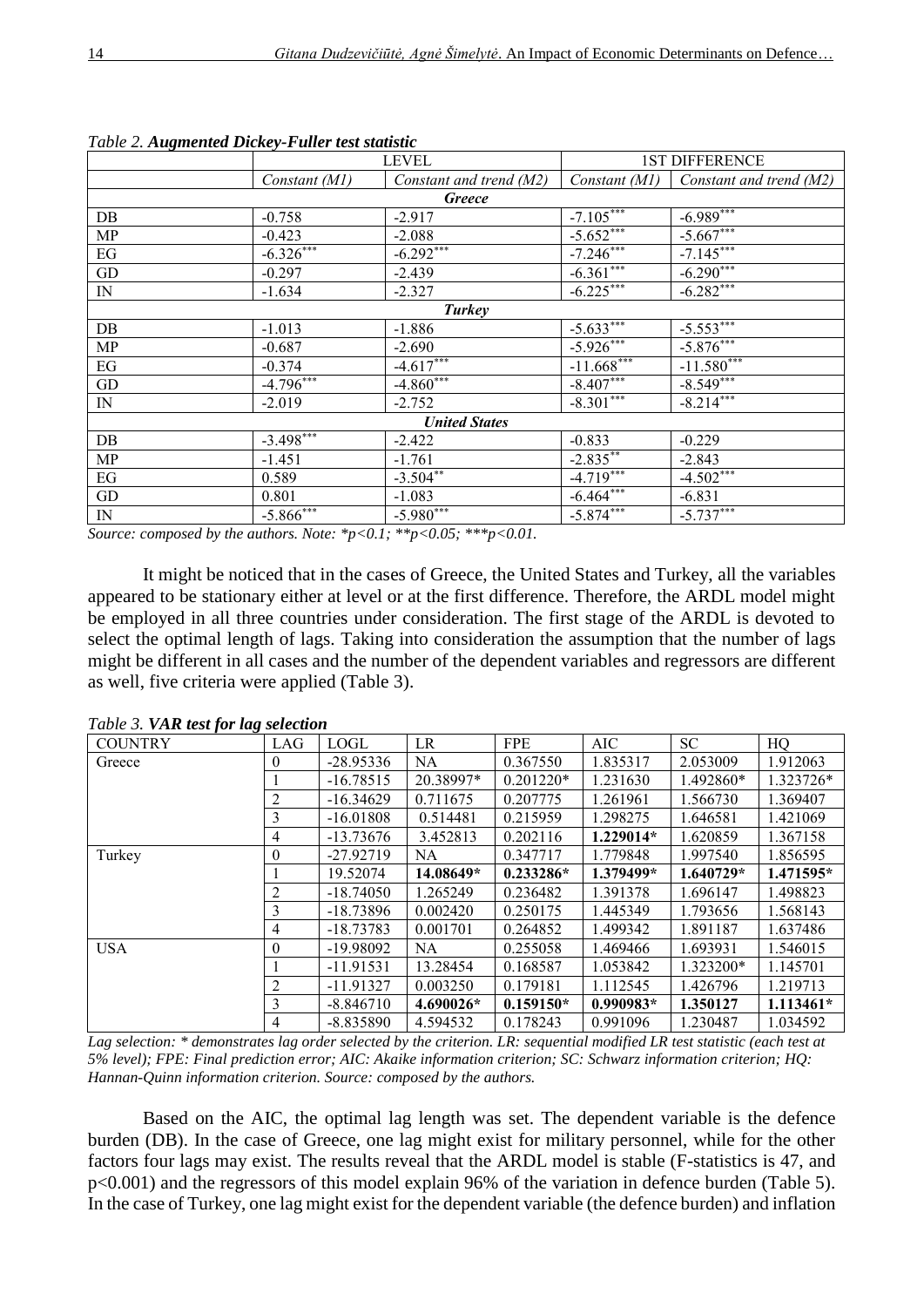*Table 2.* ***Augmented Dickey-Fuller test statistic***

| | LEVEL | | 1ST DIFFERENCE | |
|---|---|---|---|---|
| | *Constant (M1)* | *Constant and trend (M2)* | *Constant (M1)* | *Constant and trend (M2)* |
| ***Greece*** | | | | |
| DB | -0.758 | -2.917 | $-7.105^{***}$ | $-6.989^{***}$ |
| MP | -0.423 | -2.088 | $-5.652^{***}$ | $-5.667^{***}$ |
| EG | $-6.326^{***}$ | $-6.292^{***}$ | $-7.246^{***}$ | $-7.145^{***}$ |
| GD | -0.297 | -2.439 | $-6.361^{***}$ | $-6.290^{***}$ |
| IN | -1.634 | -2.327 | $-6.225^{***}$ | $-6.282^{***}$ |
| ***Turkey*** | | | | |
| DB | -1.013 | -1.886 | $-5.633^{***}$ | $-5.553^{***}$ |
| MP | -0.687 | -2.690 | $-5.926^{***}$ | $-5.876^{***}$ |
| EG | -0.374 | $-4.617^{***}$ | $-11.668^{***}$ | $-11.580^{***}$ |
| GD | $-4.796^{***}$ | $-4.860^{***}$ | $-8.407^{***}$ | $-8.549^{***}$ |
| IN | -2.019 | -2.752 | $-8.301^{***}$ | $-8.214^{***}$ |
| ***United States*** | | | | |
| DB | $-3.498^{***}$ | -2.422 | -0.833 | -0.229 |
| MP | -1.451 | -1.761 | $-2.835^{**}$ | -2.843 |
| EG | 0.589 | $-3.504^{**}$ | $-4.719^{***}$ | $-4.502^{***}$ |
| GD | 0.801 | -1.083 | $-6.464^{***}$ | -6.831 |
| IN | $-5.866^{***}$ | $-5.980^{***}$ | $-5.874^{***}$ | $-5.737^{***}$ |

*Source: composed by the authors. Note: \*p<0.1; \*\*p<0.05; \*\*\*p<0.01.*

It might be noticed that in the cases of Greece, the United States and Turkey, all the variables appeared to be stationary either at level or at the first difference. Therefore, the ARDL model might be employed in all three countries under consideration. The first stage of the ARDL is devoted to select the optimal length of lags. Taking into consideration the assumption that the number of lags might be different in all cases and the number of the dependent variables and regressors are different as well, five criteria were applied (Table 3).

*Table 3.* ***VAR test for lag selection***

| COUNTRY | LAG | LOGL | LR | FPE | AIC | SC | HQ |
|---|---|---|---|---|---|---|---|
| Greece | 0 | -28.95336 | NA | 0.367550 | 1.835317 | 2.053009 | 1.912063 |
| | 1 | -16.78515 | 20.38997* | 0.201220* | 1.231630 | 1.492860* | 1.323726* |
| | 2 | -16.34629 | 0.711675 | 0.207775 | 1.261961 | 1.566730 | 1.369407 |
| | 3 | -16.01808 | 0.514481 | 0.215959 | 1.298275 | 1.646581 | 1.421069 |
| | 4 | -13.73676 | 3.452813 | 0.202116 | **1.229014*** | 1.620859 | 1.367158 |
| Turkey | 0 | -27.92719 | NA | 0.347717 | 1.779848 | 1.997540 | 1.856595 |
| | 1 | 19.52074 | **14.08649*** | **0.233286*** | **1.379499*** | **1.640729*** | **1.471595*** |
| | 2 | -18.74050 | 1.265249 | 0.236482 | 1.391378 | 1.696147 | 1.498823 |
| | 3 | -18.73896 | 0.002420 | 0.250175 | 1.445349 | 1.793656 | 1.568143 |
| | 4 | -18.73783 | 0.001701 | 0.264852 | 1.499342 | 1.891187 | 1.637486 |
| USA | 0 | -19.98092 | NA | 0.255058 | 1.469466 | 1.693931 | 1.546015 |
| | 1 | -11.91531 | 13.28454 | 0.168587 | 1.053842 | 1.323200* | 1.145701 |
| | 2 | -11.91327 | 0.003250 | 0.179181 | 1.112545 | 1.426796 | 1.219713 |
| | 3 | -8.846710 | **4.690026*** | **0.159150*** | **0.990983*** | **1.350127** | **1.113461*** |
| | 4 | -8.835890 | 4.594532 | 0.178243 | 0.991096 | 1.230487 | 1.034592 |

*Lag selection: \* demonstrates lag order selected by the criterion. LR: sequential modified LR test statistic (each test at 5% level); FPE: Final prediction error; AIC: Akaike information criterion; SC: Schwarz information criterion; HQ: Hannan-Quinn information criterion. Source: composed by the authors.*

Based on the AIC, the optimal lag length was set. The dependent variable is the defence burden (DB). In the case of Greece, one lag might exist for military personnel, while for the other factors four lags may exist. The results reveal that the ARDL model is stable (F-statistics is 47, and $p<0.001$) and the regressors of this model explain 96% of the variation in defence burden (Table 5). In the case of Turkey, one lag might exist for the dependent variable (the defence burden) and inflation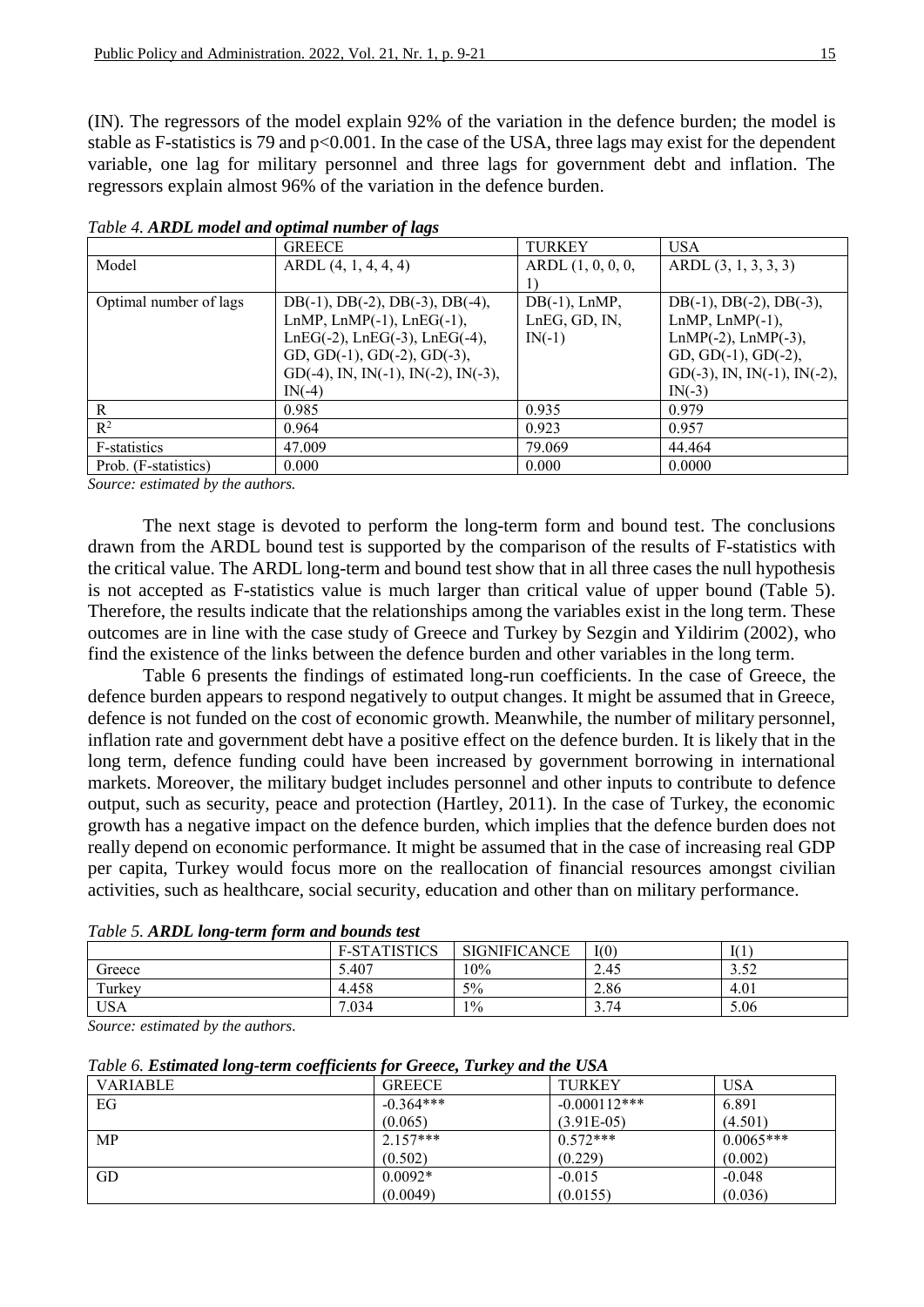(IN). The regressors of the model explain 92% of the variation in the defence burden; the model is stable as F-statistics is 79 and $p<0.001$. In the case of the USA, three lags may exist for the dependent variable, one lag for military personnel and three lags for government debt and inflation. The regressors explain almost 96% of the variation in the defence burden.

*Table 4.* ***ARDL model and optimal number of lags***

| | GREECE | TURKEY | USA |
|---|---|---|---|
| Model | ARDL (4, 1, 4, 4, 4) | ARDL (1, 0, 0, 0, 1) | ARDL (3, 1, 3, 3, 3) |
| Optimal number of lags | DB(-1), DB(-2), DB(-3), DB(-4), LnMP, LnMP(-1), LnEG(-1), LnEG(-2), LnEG(-3), LnEG(-4), GD, GD(-1), GD(-2), GD(-3), GD(-4), IN, IN(-1), IN(-2), IN(-3), IN(-4) | DB(-1), LnMP, LnEG, GD, IN, IN(-1) | DB(-1), DB(-2), DB(-3), LnMP, LnMP(-1), LnMP(-2), LnMP(-3), GD, GD(-1), GD(-2), GD(-3), IN, IN(-1), IN(-2), IN(-3) |
| R | 0.985 | 0.935 | 0.979 |
| $R^2$ | 0.964 | 0.923 | 0.957 |
| F-statistics | 47.009 | 79.069 | 44.464 |
| Prob. (F-statistics) | 0.000 | 0.000 | 0.0000 |

*Source: estimated by the authors.*

The next stage is devoted to perform the long-term form and bound test. The conclusions drawn from the ARDL bound test is supported by the comparison of the results of F-statistics with the critical value. The ARDL long-term and bound test show that in all three cases the null hypothesis is not accepted as F-statistics value is much larger than critical value of upper bound (Table 5). Therefore, the results indicate that the relationships among the variables exist in the long term. These outcomes are in line with the case study of Greece and Turkey by Sezgin and Yildirim (2002), who find the existence of the links between the defence burden and other variables in the long term.

Table 6 presents the findings of estimated long-run coefficients. In the case of Greece, the defence burden appears to respond negatively to output changes. It might be assumed that in Greece, defence is not funded on the cost of economic growth. Meanwhile, the number of military personnel, inflation rate and government debt have a positive effect on the defence burden. It is likely that in the long term, defence funding could have been increased by government borrowing in international markets. Moreover, the military budget includes personnel and other inputs to contribute to defence output, such as security, peace and protection (Hartley, 2011). In the case of Turkey, the economic growth has a negative impact on the defence burden, which implies that the defence burden does not really depend on economic performance. It might be assumed that in the case of increasing real GDP per capita, Turkey would focus more on the reallocation of financial resources amongst civilian activities, such as healthcare, social security, education and other than on military performance.

*Table 5.* ***ARDL long-term form and bounds test***

| | F-STATISTICS | SIGNIFICANCE | I(0) | I(1) |
|---|---|---|---|---|
| Greece | 5.407 | 10% | 2.45 | 3.52 |
| Turkey | 4.458 | 5% | 2.86 | 4.01 |
| USA | 7.034 | 1% | 3.74 | 5.06 |

*Source: estimated by the authors.*

*Table 6.* ***Estimated long-term coefficients for Greece, Turkey and the USA***

| VARIABLE | GREECE | TURKEY | USA |
|---|---|---|---|
| EG | -0.364*** (0.065) | -0.000112*** (3.91E-05) | 6.891 (4.501) |
| MP | 2.157*** (0.502) | 0.572*** (0.229) | 0.0065*** (0.002) |
| GD | 0.0092* (0.0049) | -0.015 (0.0155) | -0.048 (0.036) |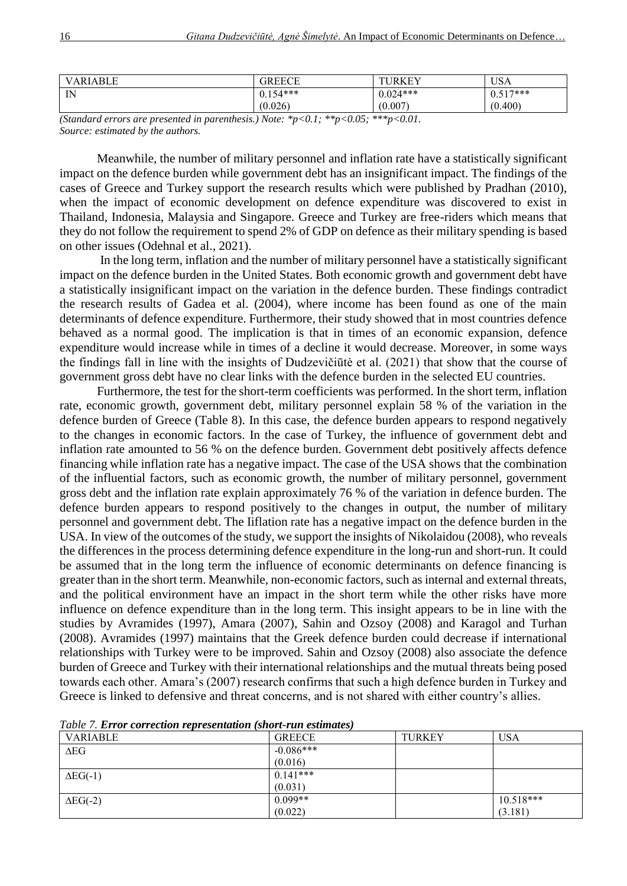| VARIABLE | GREECE | TURKEY | USA |
|---|---|---|---|
| IN | 0.154***<br>(0.026) | 0.024***<br>(0.007) | 0.517***<br>(0.400) |

*(Standard errors are presented in parenthesis.) Note: *p<0.1; **p<0.05; ***p<0.01.*
*Source: estimated by the authors.*

Meanwhile, the number of military personnel and inflation rate have a statistically significant impact on the defence burden while government debt has an insignificant impact. The findings of the cases of Greece and Turkey support the research results which were published by Pradhan (2010), when the impact of economic development on defence expenditure was discovered to exist in Thailand, Indonesia, Malaysia and Singapore. Greece and Turkey are free-riders which means that they do not follow the requirement to spend 2% of GDP on defence as their military spending is based on other issues (Odehnal et al., 2021).

In the long term, inflation and the number of military personnel have a statistically significant impact on the defence burden in the United States. Both economic growth and government debt have a statistically insignificant impact on the variation in the defence burden. These findings contradict the research results of Gadea et al. (2004), where income has been found as one of the main determinants of defence expenditure. Furthermore, their study showed that in most countries defence behaved as a normal good. The implication is that in times of an economic expansion, defence expenditure would increase while in times of a decline it would decrease. Moreover, in some ways the findings fall in line with the insights of Dudzevičiūtė et al. (2021) that show that the course of government gross debt have no clear links with the defence burden in the selected EU countries.

Furthermore, the test for the short-term coefficients was performed. In the short term, inflation rate, economic growth, government debt, military personnel explain 58 % of the variation in the defence burden of Greece (Table 8). In this case, the defence burden appears to respond negatively to the changes in economic factors. In the case of Turkey, the influence of government debt and inflation rate amounted to 56 % on the defence burden. Government debt positively affects defence financing while inflation rate has a negative impact. The case of the USA shows that the combination of the influential factors, such as economic growth, the number of military personnel, government gross debt and the inflation rate explain approximately 76 % of the variation in defence burden. The defence burden appears to respond positively to the changes in output, the number of military personnel and government debt. The Iiflation rate has a negative impact on the defence burden in the USA. In view of the outcomes of the study, we support the insights of Nikolaidou (2008), who reveals the differences in the process determining defence expenditure in the long-run and short-run. It could be assumed that in the long term the influence of economic determinants on defence financing is greater than in the short term. Meanwhile, non-economic factors, such as internal and external threats, and the political environment have an impact in the short term while the other risks have more influence on defence expenditure than in the long term. This insight appears to be in line with the studies by Avramides (1997), Amara (2007), Sahin and Ozsoy (2008) and Karagol and Turhan (2008). Avramides (1997) maintains that the Greek defence burden could decrease if international relationships with Turkey were to be improved. Sahin and Ozsoy (2008) also associate the defence burden of Greece and Turkey with their international relationships and the mutual threats being posed towards each other. Amara's (2007) research confirms that such a high defence burden in Turkey and Greece is linked to defensive and threat concerns, and is not shared with either country's allies.

*Table 7.* ***Error correction representation (short-run estimates)***

| VARIABLE | GREECE | TURKEY | USA |
|---|---|---|---|
| ΔEG | -0.086***<br>(0.016) | | |
| ΔEG(-1) | 0.141***<br>(0.031) | | |
| ΔEG(-2) | 0.099**<br>(0.022) | | 10.518***<br>(3.181) |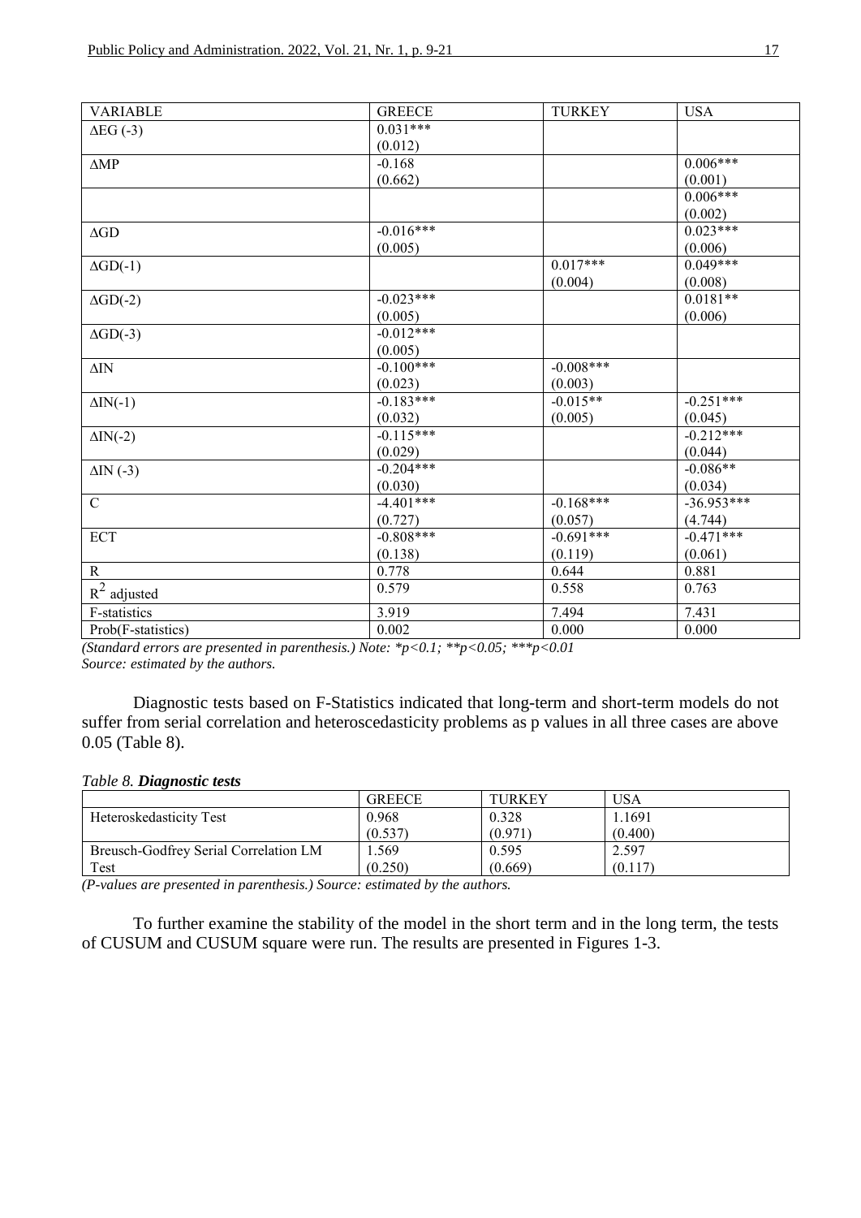| VARIABLE | GREECE | TURKEY | USA |
| --- | --- | --- | --- |
| ΔEG (-3) | 0.031***<br>(0.012) | | |
| ΔMP | -0.168<br>(0.662) | | 0.006***<br>(0.001) |
| | | | 0.006***<br>(0.002) |
| ΔGD | -0.016***<br>(0.005) | | 0.023***<br>(0.006) |
| ΔGD(-1) | | 0.017***<br>(0.004) | 0.049***<br>(0.008) |
| ΔGD(-2) | -0.023***<br>(0.005) | | 0.0181**<br>(0.006) |
| ΔGD(-3) | -0.012***<br>(0.005) | | |
| ΔIN | -0.100***<br>(0.023) | -0.008***<br>(0.003) | |
| ΔIN(-1) | -0.183***<br>(0.032) | -0.015**<br>(0.005) | -0.251***<br>(0.045) |
| ΔIN(-2) | -0.115***<br>(0.029) | | -0.212***<br>(0.044) |
| ΔIN (-3) | -0.204***<br>(0.030) | | -0.086**<br>(0.034) |
| C | -4.401***<br>(0.727) | -0.168***<br>(0.057) | -36.953***<br>(4.744) |
| ECT | -0.808***<br>(0.138) | -0.691***<br>(0.119) | -0.471***<br>(0.061) |
| R | 0.778 | 0.644 | 0.881 |
| $R^2$ adjusted | 0.579 | 0.558 | 0.763 |
| F-statistics | 3.919 | 7.494 | 7.431 |
| Prob(F-statistics) | 0.002 | 0.000 | 0.000 |

*(Standard errors are presented in parenthesis.) Note: *p<0.1; **p<0.05; ***p<0.01*
*Source: estimated by the authors.*

Diagnostic tests based on F-Statistics indicated that long-term and short-term models do not suffer from serial correlation and heteroscedasticity problems as p values in all three cases are above 0.05 (Table 8).

*Table 8.* ***Diagnostic tests***

| | GREECE | TURKEY | USA |
| --- | --- | --- | --- |
| Heteroskedasticity Test | 0.968<br>(0.537) | 0.328<br>(0.971) | 1.1691<br>(0.400) |
| Breusch-Godfrey Serial Correlation LM Test | 1.569<br>(0.250) | 0.595<br>(0.669) | 2.597<br>(0.117) |

*(P-values are presented in parenthesis.) Source: estimated by the authors.*

To further examine the stability of the model in the short term and in the long term, the tests of CUSUM and CUSUM square were run. The results are presented in Figures 1-3.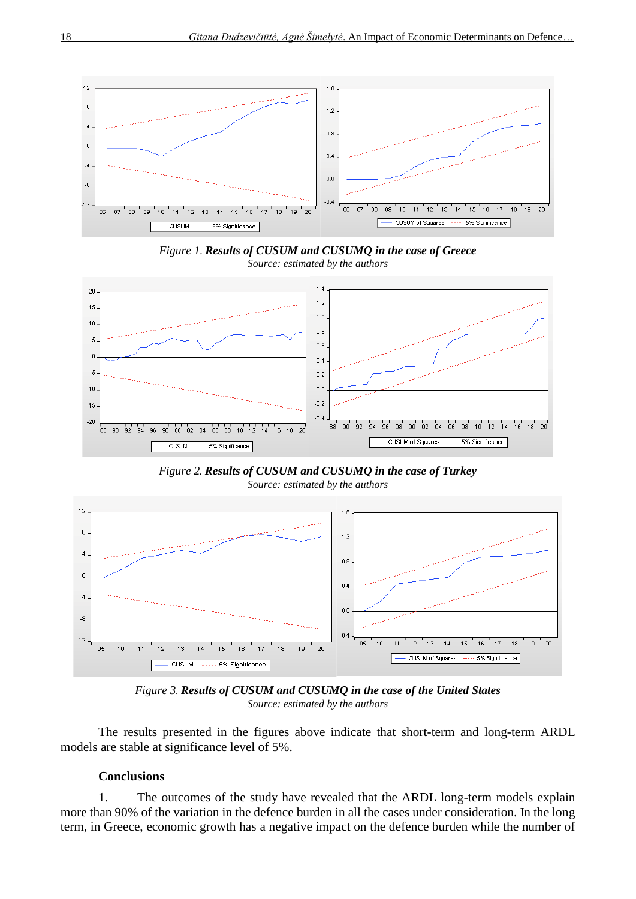*Figure 1.* ***Results of CUSUM and CUSUMQ in the case of Greece***
*Source: estimated by the authors*

*Figure 2.* ***Results of CUSUM and CUSUMQ in the case of Turkey***
*Source: estimated by the authors*

*Figure 3.* ***Results of CUSUM and CUSUMQ in the case of the United States***
*Source: estimated by the authors*

The results presented in the figures above indicate that short-term and long-term ARDL models are stable at significance level of 5%.

## Conclusions

1. The outcomes of the study have revealed that the ARDL long-term models explain more than 90% of the variation in the defence burden in all the cases under consideration. In the long term, in Greece, economic growth has a negative impact on the defence burden while the number of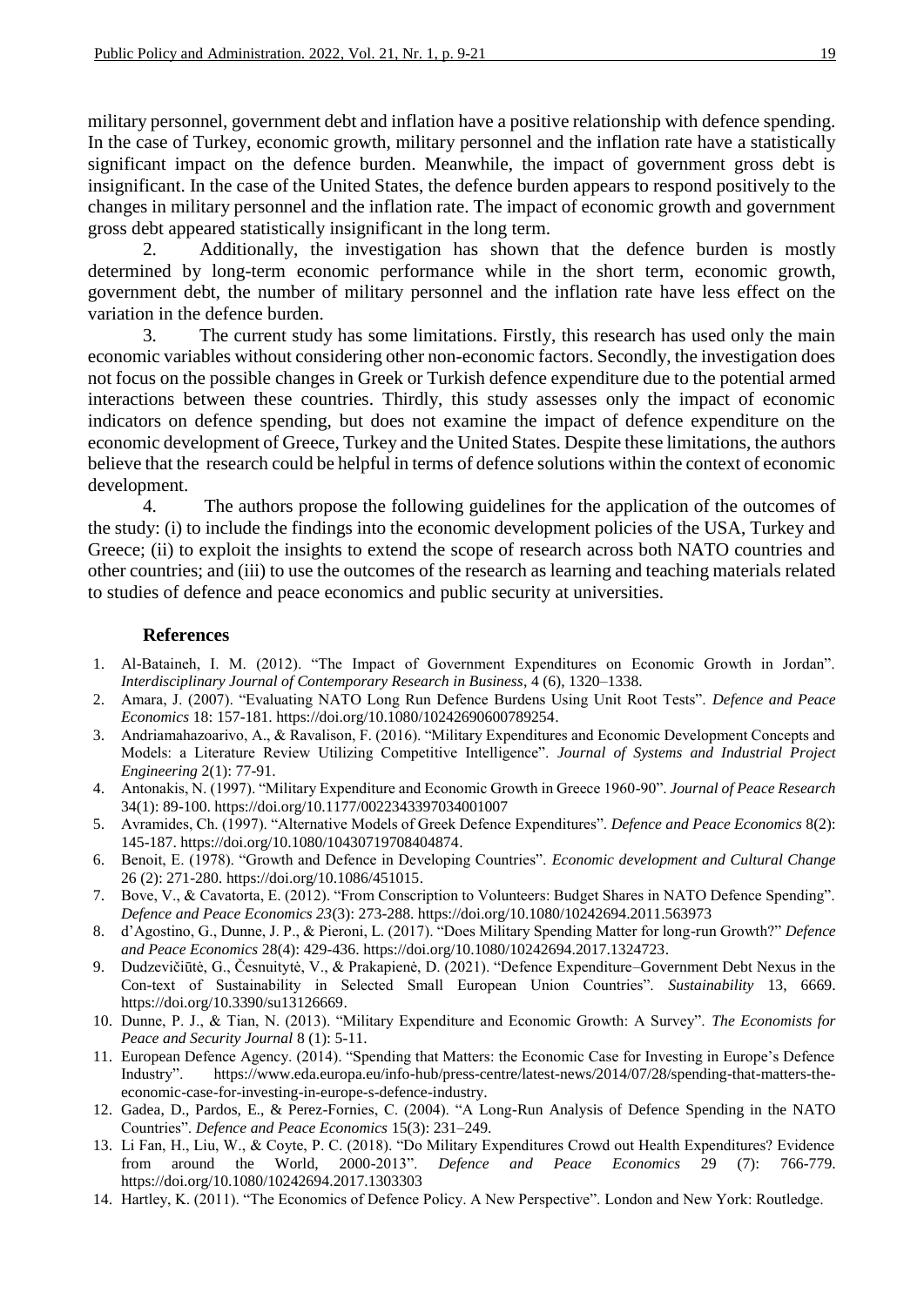military personnel, government debt and inflation have a positive relationship with defence spending. In the case of Turkey, economic growth, military personnel and the inflation rate have a statistically significant impact on the defence burden. Meanwhile, the impact of government gross debt is insignificant. In the case of the United States, the defence burden appears to respond positively to the changes in military personnel and the inflation rate. The impact of economic growth and government gross debt appeared statistically insignificant in the long term.

2. Additionally, the investigation has shown that the defence burden is mostly determined by long-term economic performance while in the short term, economic growth, government debt, the number of military personnel and the inflation rate have less effect on the variation in the defence burden.

3. The current study has some limitations. Firstly, this research has used only the main economic variables without considering other non-economic factors. Secondly, the investigation does not focus on the possible changes in Greek or Turkish defence expenditure due to the potential armed interactions between these countries. Thirdly, this study assesses only the impact of economic indicators on defence spending, but does not examine the impact of defence expenditure on the economic development of Greece, Turkey and the United States. Despite these limitations, the authors believe that the research could be helpful in terms of defence solutions within the context of economic development.

4. The authors propose the following guidelines for the application of the outcomes of the study: (i) to include the findings into the economic development policies of the USA, Turkey and Greece; (ii) to exploit the insights to extend the scope of research across both NATO countries and other countries; and (iii) to use the outcomes of the research as learning and teaching materials related to studies of defence and peace economics and public security at universities.

## References

1. Al-Bataineh, I. M. (2012). "The Impact of Government Expenditures on Economic Growth in Jordan". *Interdisciplinary Journal of Contemporary Research in Business*, 4 (6), 1320–1338.
2. Amara, J. (2007). "Evaluating NATO Long Run Defence Burdens Using Unit Root Tests". *Defence and Peace Economics* 18: 157-181. https://doi.org/10.1080/10242690600789254.
3. Andriamahazoarivo, A., & Ravalison, F. (2016). "Military Expenditures and Economic Development Concepts and Models: a Literature Review Utilizing Competitive Intelligence". *Journal of Systems and Industrial Project Engineering* 2(1): 77-91.
4. Antonakis, N. (1997). "Military Expenditure and Economic Growth in Greece 1960-90". *Journal of Peace Research* 34(1): 89-100. https://doi.org/10.1177/0022343397034001007
5. Avramides, Ch. (1997). "Alternative Models of Greek Defence Expenditures". *Defence and Peace Economics* 8(2): 145-187. https://doi.org/10.1080/10430719708404874.
6. Benoit, E. (1978). "Growth and Defence in Developing Countries". *Economic development and Cultural Change* 26 (2): 271-280. https://doi.org/10.1086/451015.
7. Bove, V., & Cavatorta, E. (2012). "From Conscription to Volunteers: Budget Shares in NATO Defence Spending". *Defence and Peace Economics 23*(3): 273-288. https://doi.org/10.1080/10242694.2011.563973
8. d'Agostino, G., Dunne, J. P., & Pieroni, L. (2017). "Does Military Spending Matter for long-run Growth?" *Defence and Peace Economics* 28(4): 429-436. https://doi.org/10.1080/10242694.2017.1324723.
9. Dudzevičiūtė, G., Česnuitytė, V., & Prakapienė, D. (2021). "Defence Expenditure–Government Debt Nexus in the Con-text of Sustainability in Selected Small European Union Countries". *Sustainability* 13, 6669. https://doi.org/10.3390/su13126669.
10. Dunne, P. J., & Tian, N. (2013). "Military Expenditure and Economic Growth: A Survey". *The Economists for Peace and Security Journal* 8 (1): 5-11.
11. European Defence Agency. (2014). "Spending that Matters: the Economic Case for Investing in Europe's Defence Industry". https://www.eda.europa.eu/info-hub/press-centre/latest-news/2014/07/28/spending-that-matters-the-economic-case-for-investing-in-europe-s-defence-industry.
12. Gadea, D., Pardos, E., & Perez-Fornies, C. (2004). "A Long-Run Analysis of Defence Spending in the NATO Countries". *Defence and Peace Economics* 15(3): 231–249.
13. Li Fan, H., Liu, W., & Coyte, P. C. (2018). "Do Military Expenditures Crowd out Health Expenditures? Evidence from around the World, 2000-2013". *Defence and Peace Economics* 29 (7): 766-779. https://doi.org/10.1080/10242694.2017.1303303
14. Hartley, K. (2011). "The Economics of Defence Policy. A New Perspective". London and New York: Routledge.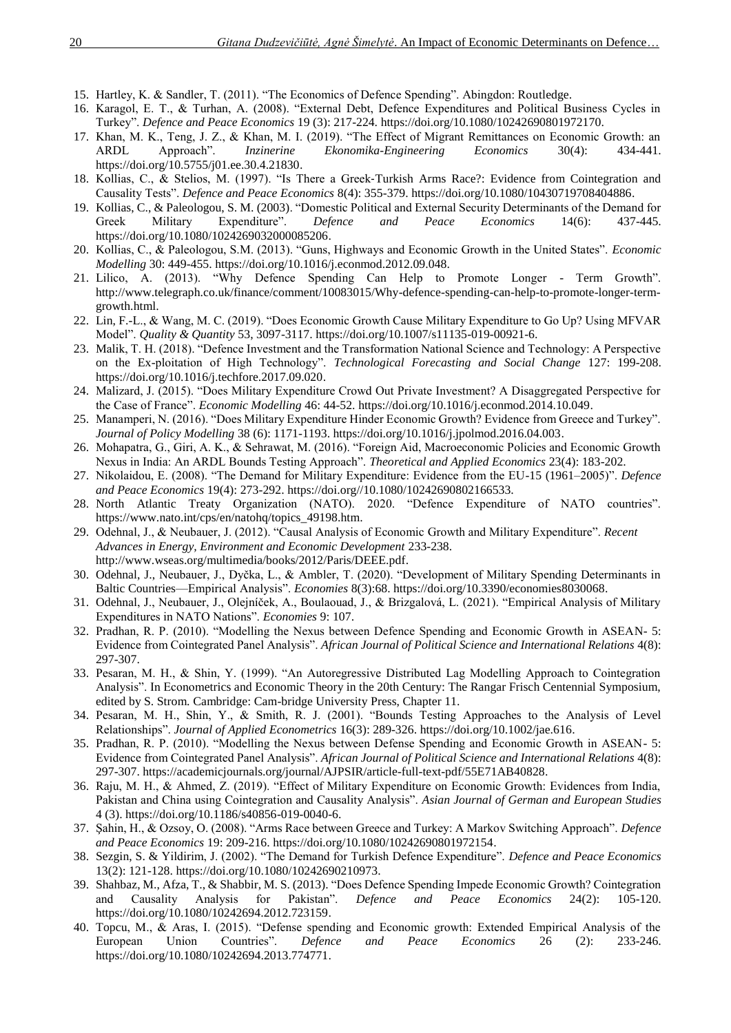15. Hartley, K. & Sandler, T. (2011). "The Economics of Defence Spending". Abingdon: Routledge.
16. Karagol, E. T., & Turhan, A. (2008). "External Debt, Defence Expenditures and Political Business Cycles in Turkey". *Defence and Peace Economics* 19 (3): 217-224. https://doi.org/10.1080/10242690801972170.
17. Khan, M. K., Teng, J. Z., & Khan, M. I. (2019). "The Effect of Migrant Remittances on Economic Growth: an ARDL Approach". *Inzinerine Ekonomika-Engineering Economics* 30(4): 434-441. https://doi.org/10.5755/j01.ee.30.4.21830.
18. Kollias, C., & Stelios, M. (1997). "Is There a Greek-Turkish Arms Race?: Evidence from Cointegration and Causality Tests". *Defence and Peace Economics* 8(4): 355-379. https://doi.org/10.1080/10430719708404886.
19. Kollias, C., & Paleologou, S. M. (2003). "Domestic Political and External Security Determinants of the Demand for Greek Military Expenditure". *Defence and Peace Economics* 14(6): 437-445. https://doi.org/10.1080/1024269032000085206.
20. Kollias, C., & Paleologou, S.M. (2013). "Guns, Highways and Economic Growth in the United States". *Economic Modelling* 30: 449-455. https://doi.org/10.1016/j.econmod.2012.09.048.
21. Lilico, A. (2013). "Why Defence Spending Can Help to Promote Longer - Term Growth". http://www.telegraph.co.uk/finance/comment/10083015/Why-defence-spending-can-help-to-promote-longer-term-growth.html.
22. Lin, F.-L., & Wang, M. C. (2019). "Does Economic Growth Cause Military Expenditure to Go Up? Using MFVAR Model". *Quality & Quantity* 53, 3097-3117. https://doi.org/10.1007/s11135-019-00921-6.
23. Malik, T. H. (2018). "Defence Investment and the Transformation National Science and Technology: A Perspective on the Ex-ploitation of High Technology". *Technological Forecasting and Social Change* 127: 199-208. https://doi.org/10.1016/j.techfore.2017.09.020.
24. Malizard, J. (2015). "Does Military Expenditure Crowd Out Private Investment? A Disaggregated Perspective for the Case of France". *Economic Modelling* 46: 44-52. https://doi.org/10.1016/j.econmod.2014.10.049.
25. Manamperi, N. (2016). "Does Military Expenditure Hinder Economic Growth? Evidence from Greece and Turkey". *Journal of Policy Modelling* 38 (6): 1171-1193. https://doi.org/10.1016/j.jpolmod.2016.04.003.
26. Mohapatra, G., Giri, A. K., & Sehrawat, M. (2016). "Foreign Aid, Macroeconomic Policies and Economic Growth Nexus in India: An ARDL Bounds Testing Approach". *Theoretical and Applied Economics* 23(4): 183-202.
27. Nikolaidou, E. (2008). "The Demand for Military Expenditure: Evidence from the EU-15 (1961–2005)". *Defence and Peace Economics* 19(4): 273-292. https://doi.org//10.1080/10242690802166533.
28. North Atlantic Treaty Organization (NATO). 2020. "Defence Expenditure of NATO countries". https://www.nato.int/cps/en/natohq/topics_49198.htm.
29. Odehnal, J., & Neubauer, J. (2012). "Causal Analysis of Economic Growth and Military Expenditure". *Recent Advances in Energy, Environment and Economic Development* 233-238. http://www.wseas.org/multimedia/books/2012/Paris/DEEE.pdf.
30. Odehnal, J., Neubauer, J., Dyčka, L., & Ambler, T. (2020). "Development of Military Spending Determinants in Baltic Countries—Empirical Analysis". *Economies* 8(3):68. https://doi.org/10.3390/economies8030068.
31. Odehnal, J., Neubauer, J., Olejníček, A., Boulaouad, J., & Brizgalová, L. (2021). "Empirical Analysis of Military Expenditures in NATO Nations". *Economies* 9: 107.
32. Pradhan, R. P. (2010). "Modelling the Nexus between Defence Spending and Economic Growth in ASEAN- 5: Evidence from Cointegrated Panel Analysis". *African Journal of Political Science and International Relations* 4(8): 297-307.
33. Pesaran, M. H., & Shin, Y. (1999). "An Autoregressive Distributed Lag Modelling Approach to Cointegration Analysis". In Econometrics and Economic Theory in the 20th Century: The Rangar Frisch Centennial Symposium, edited by S. Strom. Cambridge: Cam-bridge University Press, Chapter 11.
34. Pesaran, M. H., Shin, Y., & Smith, R. J. (2001). "Bounds Testing Approaches to the Analysis of Level Relationships". *Journal of Applied Econometrics* 16(3): 289-326. https://doi.org/10.1002/jae.616.
35. Pradhan, R. P. (2010). "Modelling the Nexus between Defense Spending and Economic Growth in ASEAN- 5: Evidence from Cointegrated Panel Analysis". *African Journal of Political Science and International Relations* 4(8): 297-307. https://academicjournals.org/journal/AJPSIR/article-full-text-pdf/55E71AB40828.
36. Raju, M. H., & Ahmed, Z. (2019). "Effect of Military Expenditure on Economic Growth: Evidences from India, Pakistan and China using Cointegration and Causality Analysis". *Asian Journal of German and European Studies* 4 (3). https://doi.org/10.1186/s40856-019-0040-6.
37. Şahin, H., & Ozsoy, O. (2008). "Arms Race between Greece and Turkey: A Markov Switching Approach". *Defence and Peace Economics* 19: 209-216. https://doi.org/10.1080/10242690801972154.
38. Sezgin, S. & Yildirim, J. (2002). "The Demand for Turkish Defence Expenditure". *Defence and Peace Economics* 13(2): 121-128. https://doi.org/10.1080/10242690210973.
39. Shahbaz, M., Afza, T., & Shabbir, M. S. (2013). "Does Defence Spending Impede Economic Growth? Cointegration and Causality Analysis for Pakistan". *Defence and Peace Economics* 24(2): 105-120. https://doi.org/10.1080/10242694.2012.723159.
40. Topcu, M., & Aras, I. (2015). "Defense spending and Economic growth: Extended Empirical Analysis of the European Union Countries". *Defence and Peace Economics* 26 (2): 233-246. https://doi.org/10.1080/10242694.2013.774771.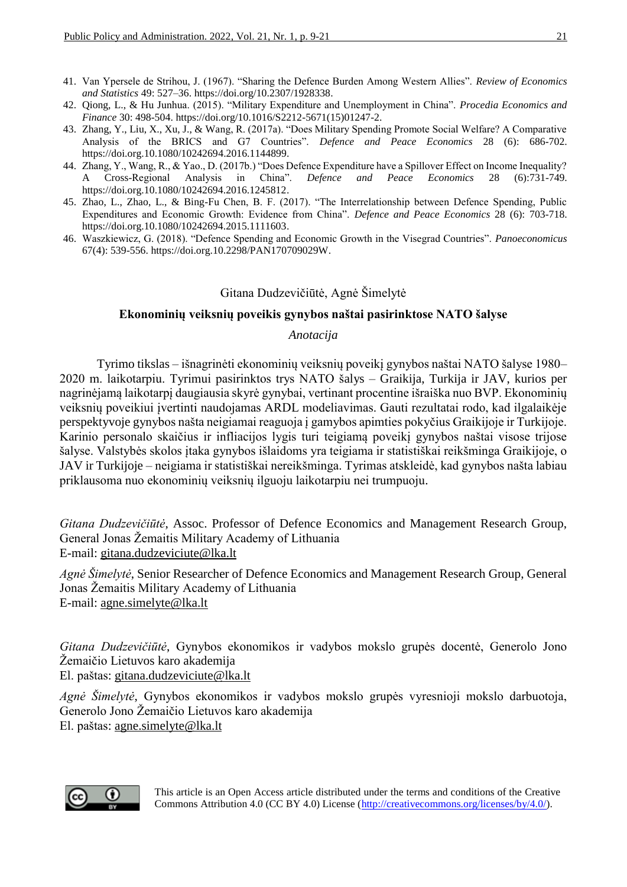41. Van Ypersele de Strihou, J. (1967). "Sharing the Defence Burden Among Western Allies". *Review of Economics and Statistics* 49: 527–36. https://doi.org/10.2307/1928338.
42. Qiong, L., & Hu Junhua. (2015). "Military Expenditure and Unemployment in China". *Procedia Economics and Finance* 30: 498-504. https://doi.org/10.1016/S2212-5671(15)01247-2.
43. Zhang, Y., Liu, X., Xu, J., & Wang, R. (2017a). "Does Military Spending Promote Social Welfare? A Comparative Analysis of the BRICS and G7 Countries". *Defence and Peace Economics* 28 (6): 686-702. https://doi.org/10.1080/10242694.2016.1144899.
44. Zhang, Y., Wang, R., & Yao., D. (2017b.) "Does Defence Expenditure have a Spillover Effect on Income Inequality? A Cross-Regional Analysis in China". *Defence and Peace Economics* 28 (6):731-749. https://doi.org/10.1080/10242694.2016.1245812.
45. Zhao, L., Zhao, L., & Bing-Fu Chen, B. F. (2017). "The Interrelationship between Defence Spending, Public Expenditures and Economic Growth: Evidence from China". *Defence and Peace Economics* 28 (6): 703-718. https://doi.org/10.1080/10242694.2015.1111603.
46. Waszkiewicz, G. (2018). "Defence Spending and Economic Growth in the Visegrad Countries". *Panoeconomicus* 67(4): 539-556. https://doi.org.10.2298/PAN170709029W.

Gitana Dudzevičiūtė, Agnė Šimelytė

**Ekonominių veiksnių poveikis gynybos naštai pasirinktose NATO šalyse**

*Anotacija*

Tyrimo tikslas – išnagrinėti ekonominių veiksnių poveikį gynybos naštai NATO šalyse 1980–2020 m. laikotarpiu. Tyrimui pasirinktos trys NATO šalys – Graikija, Turkija ir JAV, kurios per nagrinėjamą laikotarpį daugiausia skyrė gynybai, vertinant procentine išraiška nuo BVP. Ekonominių veiksnių poveikiui įvertinti naudojamas ARDL modeliavimas. Gauti rezultatai rodo, kad ilgalaikėje perspektyvoje gynybos našta neigiamai reaguoja į gamybos apimties pokyčius Graikijoje ir Turkijoje. Karinio personalo skaičius ir infliacijos lygis turi teigiamą poveikį gynybos naštai visose trijose šalyse. Valstybės skolos įtaka gynybos išlaidoms yra teigiama ir statistiškai reikšminga Graikijoje, o JAV ir Turkijoje – neigiama ir statistiškai nereikšminga. Tyrimas atskleidė, kad gynybos našta labiau priklausoma nuo ekonominių veiksnių ilguoju laikotarpiu nei trumpuoju.

*Gitana Dudzevičiūtė*, Assoc. Professor of Defence Economics and Management Research Group, General Jonas Žemaitis Military Academy of Lithuania
E-mail: gitana.dudzeviciute@lka.lt

*Agnė Šimelytė*, Senior Researcher of Defence Economics and Management Research Group, General Jonas Žemaitis Military Academy of Lithuania
E-mail: agne.simelyte@lka.lt

*Gitana Dudzevičiūtė*, Gynybos ekonomikos ir vadybos mokslo grupės docentė, Generolo Jono Žemaičio Lietuvos karo akademija
El. paštas: gitana.dudzeviciute@lka.lt

*Agnė Šimelytė*, Gynybos ekonomikos ir vadybos mokslo grupės vyresnioji mokslo darbuotoja, Generolo Jono Žemaičio Lietuvos karo akademija
El. paštas: agne.simelyte@lka.lt

This article is an Open Access article distributed under the terms and conditions of the Creative Commons Attribution 4.0 (CC BY 4.0) License (http://creativecommons.org/licenses/by/4.0/).